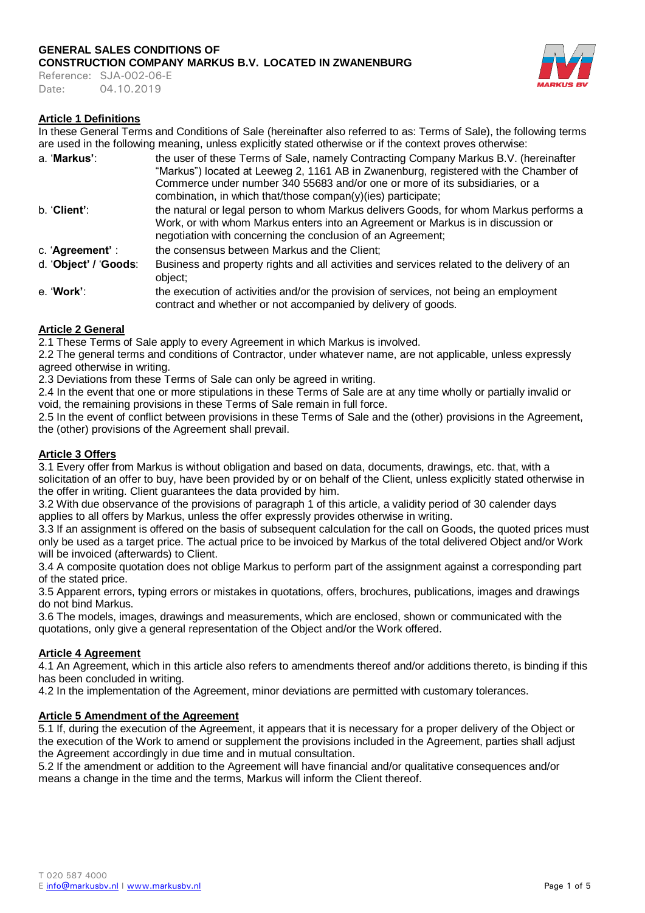**GENERAL SALES CONDITIONS OF**
**CONSTRUCTION COMPANY MARKUS B.V. LOCATED IN ZWANENBURG**

Reference: SJA-002-06-E
Date: 04.10.2019

## Article 1 Definitions

In these General Terms and Conditions of Sale (hereinafter also referred to as: Terms of Sale), the following terms are used in the following meaning, unless explicitly stated otherwise or if the context proves otherwise:

a. '**Markus'**: the user of these Terms of Sale, namely Contracting Company Markus B.V. (hereinafter "Markus") located at Leeweg 2, 1161 AB in Zwanenburg, registered with the Chamber of Commerce under number 340 55683 and/or one or more of its subsidiaries, or a combination, in which that/those compan(y)(ies) participate;

b. '**Client'**: the natural or legal person to whom Markus delivers Goods, for whom Markus performs a Work, or with whom Markus enters into an Agreement or Markus is in discussion or negotiation with concerning the conclusion of an Agreement;

c. '**Agreement'** : the consensus between Markus and the Client;

d. '**Object' / 'Goods**: Business and property rights and all activities and services related to the delivery of an object;

e. '**Work'**: the execution of activities and/or the provision of services, not being an employment contract and whether or not accompanied by delivery of goods.

## Article 2 General

2.1 These Terms of Sale apply to every Agreement in which Markus is involved.
2.2 The general terms and conditions of Contractor, under whatever name, are not applicable, unless expressly agreed otherwise in writing.
2.3 Deviations from these Terms of Sale can only be agreed in writing.
2.4 In the event that one or more stipulations in these Terms of Sale are at any time wholly or partially invalid or void, the remaining provisions in these Terms of Sale remain in full force.
2.5 In the event of conflict between provisions in these Terms of Sale and the (other) provisions in the Agreement, the (other) provisions of the Agreement shall prevail.

## Article 3 Offers

3.1 Every offer from Markus is without obligation and based on data, documents, drawings, etc. that, with a solicitation of an offer to buy, have been provided by or on behalf of the Client, unless explicitly stated otherwise in the offer in writing. Client guarantees the data provided by him.
3.2 With due observance of the provisions of paragraph 1 of this article, a validity period of 30 calender days applies to all offers by Markus, unless the offer expressly provides otherwise in writing.
3.3 If an assignment is offered on the basis of subsequent calculation for the call on Goods, the quoted prices must only be used as a target price. The actual price to be invoiced by Markus of the total delivered Object and/or Work will be invoiced (afterwards) to Client.
3.4 A composite quotation does not oblige Markus to perform part of the assignment against a corresponding part of the stated price.
3.5 Apparent errors, typing errors or mistakes in quotations, offers, brochures, publications, images and drawings do not bind Markus.
3.6 The models, images, drawings and measurements, which are enclosed, shown or communicated with the quotations, only give a general representation of the Object and/or the Work offered.

## Article 4 Agreement

4.1 An Agreement, which in this article also refers to amendments thereof and/or additions thereto, is binding if this has been concluded in writing.
4.2 In the implementation of the Agreement, minor deviations are permitted with customary tolerances.

## Article 5 Amendment of the Agreement

5.1 If, during the execution of the Agreement, it appears that it is necessary for a proper delivery of the Object or the execution of the Work to amend or supplement the provisions included in the Agreement, parties shall adjust the Agreement accordingly in due time and in mutual consultation.
5.2 If the amendment or addition to the Agreement will have financial and/or qualitative consequences and/or means a change in the time and the terms, Markus will inform the Client thereof.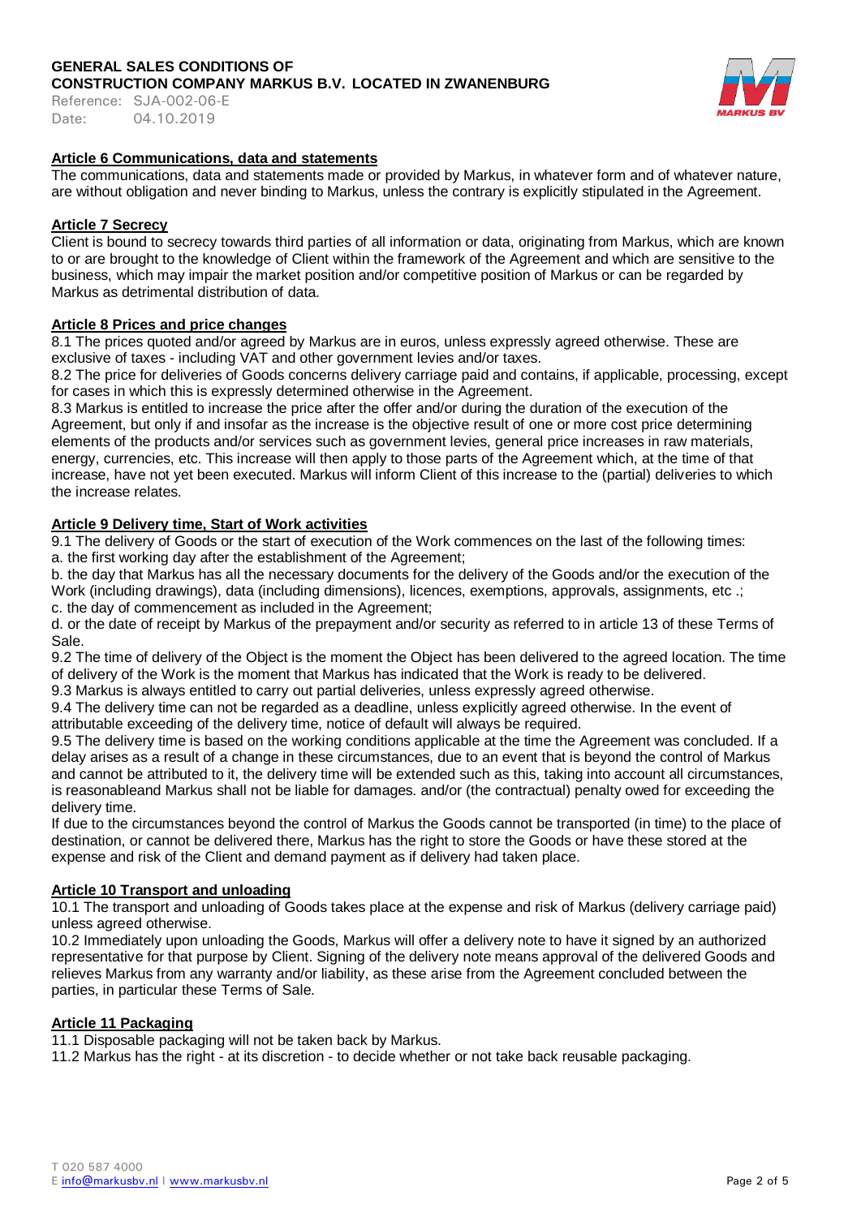### Article 6 Communications, data and statements

The communications, data and statements made or provided by Markus, in whatever form and of whatever nature, are without obligation and never binding to Markus, unless the contrary is explicitly stipulated in the Agreement.

### Article 7 Secrecy

Client is bound to secrecy towards third parties of all information or data, originating from Markus, which are known to or are brought to the knowledge of Client within the framework of the Agreement and which are sensitive to the business, which may impair the market position and/or competitive position of Markus or can be regarded by Markus as detrimental distribution of data.

### Article 8 Prices and price changes

8.1 The prices quoted and/or agreed by Markus are in euros, unless expressly agreed otherwise. These are exclusive of taxes - including VAT and other government levies and/or taxes.

8.2 The price for deliveries of Goods concerns delivery carriage paid and contains, if applicable, processing, except for cases in which this is expressly determined otherwise in the Agreement.

8.3 Markus is entitled to increase the price after the offer and/or during the duration of the execution of the Agreement, but only if and insofar as the increase is the objective result of one or more cost price determining elements of the products and/or services such as government levies, general price increases in raw materials, energy, currencies, etc. This increase will then apply to those parts of the Agreement which, at the time of that increase, have not yet been executed. Markus will inform Client of this increase to the (partial) deliveries to which the increase relates.

### Article 9 Delivery time, Start of Work activities

9.1 The delivery of Goods or the start of execution of the Work commences on the last of the following times:

a. the first working day after the establishment of the Agreement;

b. the day that Markus has all the necessary documents for the delivery of the Goods and/or the execution of the Work (including drawings), data (including dimensions), licences, exemptions, approvals, assignments, etc .;

c. the day of commencement as included in the Agreement;

d. or the date of receipt by Markus of the prepayment and/or security as referred to in article 13 of these Terms of Sale.

9.2 The time of delivery of the Object is the moment the Object has been delivered to the agreed location. The time of delivery of the Work is the moment that Markus has indicated that the Work is ready to be delivered.

9.3 Markus is always entitled to carry out partial deliveries, unless expressly agreed otherwise.

9.4 The delivery time can not be regarded as a deadline, unless explicitly agreed otherwise. In the event of attributable exceeding of the delivery time, notice of default will always be required.

9.5 The delivery time is based on the working conditions applicable at the time the Agreement was concluded. If a delay arises as a result of a change in these circumstances, due to an event that is beyond the control of Markus and cannot be attributed to it, the delivery time will be extended such as this, taking into account all circumstances, is reasonableand Markus shall not be liable for damages. and/or (the contractual) penalty owed for exceeding the delivery time.

If due to the circumstances beyond the control of Markus the Goods cannot be transported (in time) to the place of destination, or cannot be delivered there, Markus has the right to store the Goods or have these stored at the expense and risk of the Client and demand payment as if delivery had taken place.

### Article 10 Transport and unloading

10.1 The transport and unloading of Goods takes place at the expense and risk of Markus (delivery carriage paid) unless agreed otherwise.

10.2 Immediately upon unloading the Goods, Markus will offer a delivery note to have it signed by an authorized representative for that purpose by Client. Signing of the delivery note means approval of the delivered Goods and relieves Markus from any warranty and/or liability, as these arise from the Agreement concluded between the parties, in particular these Terms of Sale.

### Article 11 Packaging

11.1 Disposable packaging will not be taken back by Markus.

11.2 Markus has the right - at its discretion - to decide whether or not take back reusable packaging.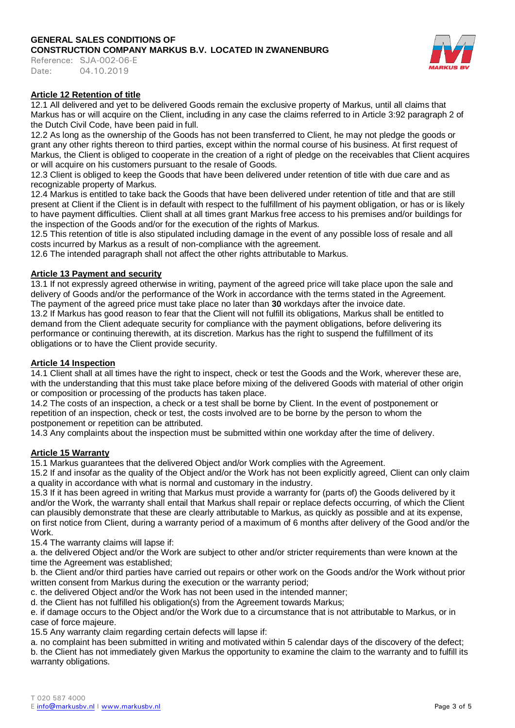### Article 12 Retention of title

12.1 All delivered and yet to be delivered Goods remain the exclusive property of Markus, until all claims that Markus has or will acquire on the Client, including in any case the claims referred to in Article 3:92 paragraph 2 of the Dutch Civil Code, have been paid in full.

12.2 As long as the ownership of the Goods has not been transferred to Client, he may not pledge the goods or grant any other rights thereon to third parties, except within the normal course of his business. At first request of Markus, the Client is obliged to cooperate in the creation of a right of pledge on the receivables that Client acquires or will acquire on his customers pursuant to the resale of Goods.

12.3 Client is obliged to keep the Goods that have been delivered under retention of title with due care and as recognizable property of Markus.

12.4 Markus is entitled to take back the Goods that have been delivered under retention of title and that are still present at Client if the Client is in default with respect to the fulfillment of his payment obligation, or has or is likely to have payment difficulties. Client shall at all times grant Markus free access to his premises and/or buildings for the inspection of the Goods and/or for the execution of the rights of Markus.

12.5 This retention of title is also stipulated including damage in the event of any possible loss of resale and all costs incurred by Markus as a result of non-compliance with the agreement.

12.6 The intended paragraph shall not affect the other rights attributable to Markus.

### Article 13 Payment and security

13.1 If not expressly agreed otherwise in writing, payment of the agreed price will take place upon the sale and delivery of Goods and/or the performance of the Work in accordance with the terms stated in the Agreement. The payment of the agreed price must take place no later than **30** workdays after the invoice date.

13.2 If Markus has good reason to fear that the Client will not fulfill its obligations, Markus shall be entitled to demand from the Client adequate security for compliance with the payment obligations, before delivering its performance or continuing therewith, at its discretion. Markus has the right to suspend the fulfillment of its obligations or to have the Client provide security.

### Article 14 Inspection

14.1 Client shall at all times have the right to inspect, check or test the Goods and the Work, wherever these are, with the understanding that this must take place before mixing of the delivered Goods with material of other origin or composition or processing of the products has taken place.

14.2 The costs of an inspection, a check or a test shall be borne by Client. In the event of postponement or repetition of an inspection, check or test, the costs involved are to be borne by the person to whom the postponement or repetition can be attributed.

14.3 Any complaints about the inspection must be submitted within one workday after the time of delivery.

### Article 15 Warranty

15.1 Markus guarantees that the delivered Object and/or Work complies with the Agreement.

15.2 If and insofar as the quality of the Object and/or the Work has not been explicitly agreed, Client can only claim a quality in accordance with what is normal and customary in the industry.

15.3 If it has been agreed in writing that Markus must provide a warranty for (parts of) the Goods delivered by it and/or the Work, the warranty shall entail that Markus shall repair or replace defects occurring, of which the Client can plausibly demonstrate that these are clearly attributable to Markus, as quickly as possible and at its expense, on first notice from Client, during a warranty period of a maximum of 6 months after delivery of the Good and/or the Work.

15.4 The warranty claims will lapse if:

a. the delivered Object and/or the Work are subject to other and/or stricter requirements than were known at the time the Agreement was established;

b. the Client and/or third parties have carried out repairs or other work on the Goods and/or the Work without prior written consent from Markus during the execution or the warranty period;

c. the delivered Object and/or the Work has not been used in the intended manner;

d. the Client has not fulfilled his obligation(s) from the Agreement towards Markus;

e. if damage occurs to the Object and/or the Work due to a circumstance that is not attributable to Markus, or in case of force majeure.

15.5 Any warranty claim regarding certain defects will lapse if:

a. no complaint has been submitted in writing and motivated within 5 calendar days of the discovery of the defect;

b. the Client has not immediately given Markus the opportunity to examine the claim to the warranty and to fulfill its warranty obligations.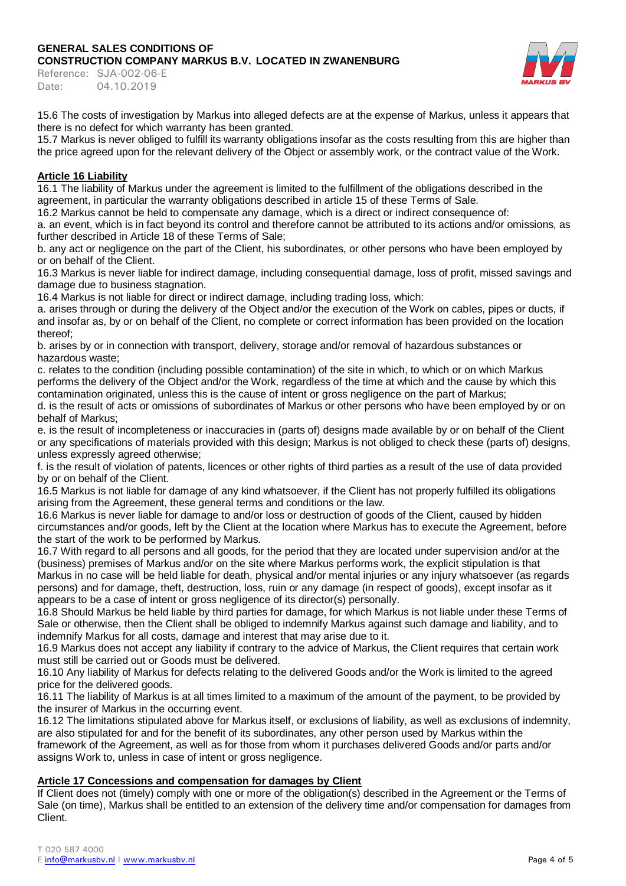15.6 The costs of investigation by Markus into alleged defects are at the expense of Markus, unless it appears that there is no defect for which warranty has been granted.

15.7 Markus is never obliged to fulfill its warranty obligations insofar as the costs resulting from this are higher than the price agreed upon for the relevant delivery of the Object or assembly work, or the contract value of the Work.

## Article 16 Liability

16.1 The liability of Markus under the agreement is limited to the fulfillment of the obligations described in the agreement, in particular the warranty obligations described in article 15 of these Terms of Sale.

16.2 Markus cannot be held to compensate any damage, which is a direct or indirect consequence of:

a. an event, which is in fact beyond its control and therefore cannot be attributed to its actions and/or omissions, as further described in Article 18 of these Terms of Sale;

b. any act or negligence on the part of the Client, his subordinates, or other persons who have been employed by or on behalf of the Client.

16.3 Markus is never liable for indirect damage, including consequential damage, loss of profit, missed savings and damage due to business stagnation.

16.4 Markus is not liable for direct or indirect damage, including trading loss, which:

a. arises through or during the delivery of the Object and/or the execution of the Work on cables, pipes or ducts, if and insofar as, by or on behalf of the Client, no complete or correct information has been provided on the location thereof;

b. arises by or in connection with transport, delivery, storage and/or removal of hazardous substances or hazardous waste;

c. relates to the condition (including possible contamination) of the site in which, to which or on which Markus performs the delivery of the Object and/or the Work, regardless of the time at which and the cause by which this contamination originated, unless this is the cause of intent or gross negligence on the part of Markus;

d. is the result of acts or omissions of subordinates of Markus or other persons who have been employed by or on behalf of Markus;

e. is the result of incompleteness or inaccuracies in (parts of) designs made available by or on behalf of the Client or any specifications of materials provided with this design; Markus is not obliged to check these (parts of) designs, unless expressly agreed otherwise;

f. is the result of violation of patents, licences or other rights of third parties as a result of the use of data provided by or on behalf of the Client.

16.5 Markus is not liable for damage of any kind whatsoever, if the Client has not properly fulfilled its obligations arising from the Agreement, these general terms and conditions or the law.

16.6 Markus is never liable for damage to and/or loss or destruction of goods of the Client, caused by hidden circumstances and/or goods, left by the Client at the location where Markus has to execute the Agreement, before the start of the work to be performed by Markus.

16.7 With regard to all persons and all goods, for the period that they are located under supervision and/or at the (business) premises of Markus and/or on the site where Markus performs work, the explicit stipulation is that Markus in no case will be held liable for death, physical and/or mental injuries or any injury whatsoever (as regards persons) and for damage, theft, destruction, loss, ruin or any damage (in respect of goods), except insofar as it appears to be a case of intent or gross negligence of its director(s) personally.

16.8 Should Markus be held liable by third parties for damage, for which Markus is not liable under these Terms of Sale or otherwise, then the Client shall be obliged to indemnify Markus against such damage and liability, and to indemnify Markus for all costs, damage and interest that may arise due to it.

16.9 Markus does not accept any liability if contrary to the advice of Markus, the Client requires that certain work must still be carried out or Goods must be delivered.

16.10 Any liability of Markus for defects relating to the delivered Goods and/or the Work is limited to the agreed price for the delivered goods.

16.11 The liability of Markus is at all times limited to a maximum of the amount of the payment, to be provided by the insurer of Markus in the occurring event.

16.12 The limitations stipulated above for Markus itself, or exclusions of liability, as well as exclusions of indemnity, are also stipulated for and for the benefit of its subordinates, any other person used by Markus within the framework of the Agreement, as well as for those from whom it purchases delivered Goods and/or parts and/or assigns Work to, unless in case of intent or gross negligence.

## Article 17 Concessions and compensation for damages by Client

If Client does not (timely) comply with one or more of the obligation(s) described in the Agreement or the Terms of Sale (on time), Markus shall be entitled to an extension of the delivery time and/or compensation for damages from Client.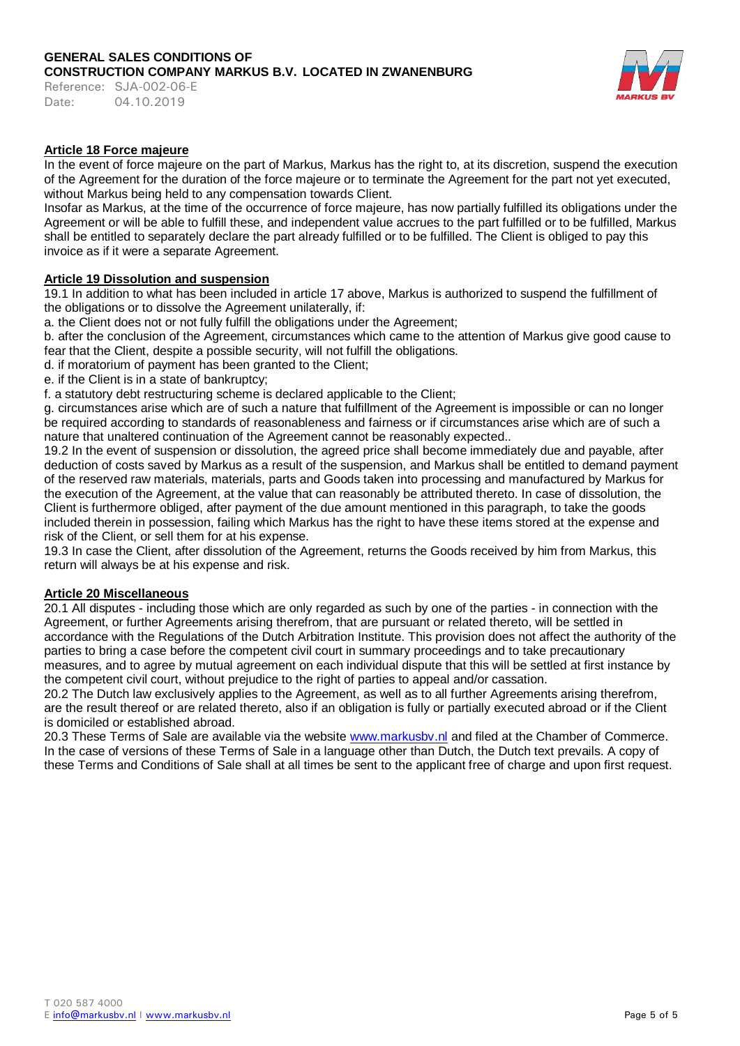### Article 18 Force majeure

In the event of force majeure on the part of Markus, Markus has the right to, at its discretion, suspend the execution of the Agreement for the duration of the force majeure or to terminate the Agreement for the part not yet executed, without Markus being held to any compensation towards Client.

Insofar as Markus, at the time of the occurrence of force majeure, has now partially fulfilled its obligations under the Agreement or will be able to fulfill these, and independent value accrues to the part fulfilled or to be fulfilled, Markus shall be entitled to separately declare the part already fulfilled or to be fulfilled. The Client is obliged to pay this invoice as if it were a separate Agreement.

### Article 19 Dissolution and suspension

19.1 In addition to what has been included in article 17 above, Markus is authorized to suspend the fulfillment of the obligations or to dissolve the Agreement unilaterally, if:

a. the Client does not or not fully fulfill the obligations under the Agreement;

b. after the conclusion of the Agreement, circumstances which came to the attention of Markus give good cause to fear that the Client, despite a possible security, will not fulfill the obligations.

d. if moratorium of payment has been granted to the Client;

e. if the Client is in a state of bankruptcy;

f. a statutory debt restructuring scheme is declared applicable to the Client;

g. circumstances arise which are of such a nature that fulfillment of the Agreement is impossible or can no longer be required according to standards of reasonableness and fairness or if circumstances arise which are of such a nature that unaltered continuation of the Agreement cannot be reasonably expected..

19.2 In the event of suspension or dissolution, the agreed price shall become immediately due and payable, after deduction of costs saved by Markus as a result of the suspension, and Markus shall be entitled to demand payment of the reserved raw materials, materials, parts and Goods taken into processing and manufactured by Markus for the execution of the Agreement, at the value that can reasonably be attributed thereto. In case of dissolution, the Client is furthermore obliged, after payment of the due amount mentioned in this paragraph, to take the goods included therein in possession, failing which Markus has the right to have these items stored at the expense and risk of the Client, or sell them for at his expense.

19.3 In case the Client, after dissolution of the Agreement, returns the Goods received by him from Markus, this return will always be at his expense and risk.

### Article 20 Miscellaneous

20.1 All disputes - including those which are only regarded as such by one of the parties - in connection with the Agreement, or further Agreements arising therefrom, that are pursuant or related thereto, will be settled in accordance with the Regulations of the Dutch Arbitration Institute. This provision does not affect the authority of the parties to bring a case before the competent civil court in summary proceedings and to take precautionary measures, and to agree by mutual agreement on each individual dispute that this will be settled at first instance by the competent civil court, without prejudice to the right of parties to appeal and/or cassation.

20.2 The Dutch law exclusively applies to the Agreement, as well as to all further Agreements arising therefrom, are the result thereof or are related thereto, also if an obligation is fully or partially executed abroad or if the Client is domiciled or established abroad.

20.3 These Terms of Sale are available via the website www.markusbv.nl and filed at the Chamber of Commerce. In the case of versions of these Terms of Sale in a language other than Dutch, the Dutch text prevails. A copy of these Terms and Conditions of Sale shall at all times be sent to the applicant free of charge and upon first request.